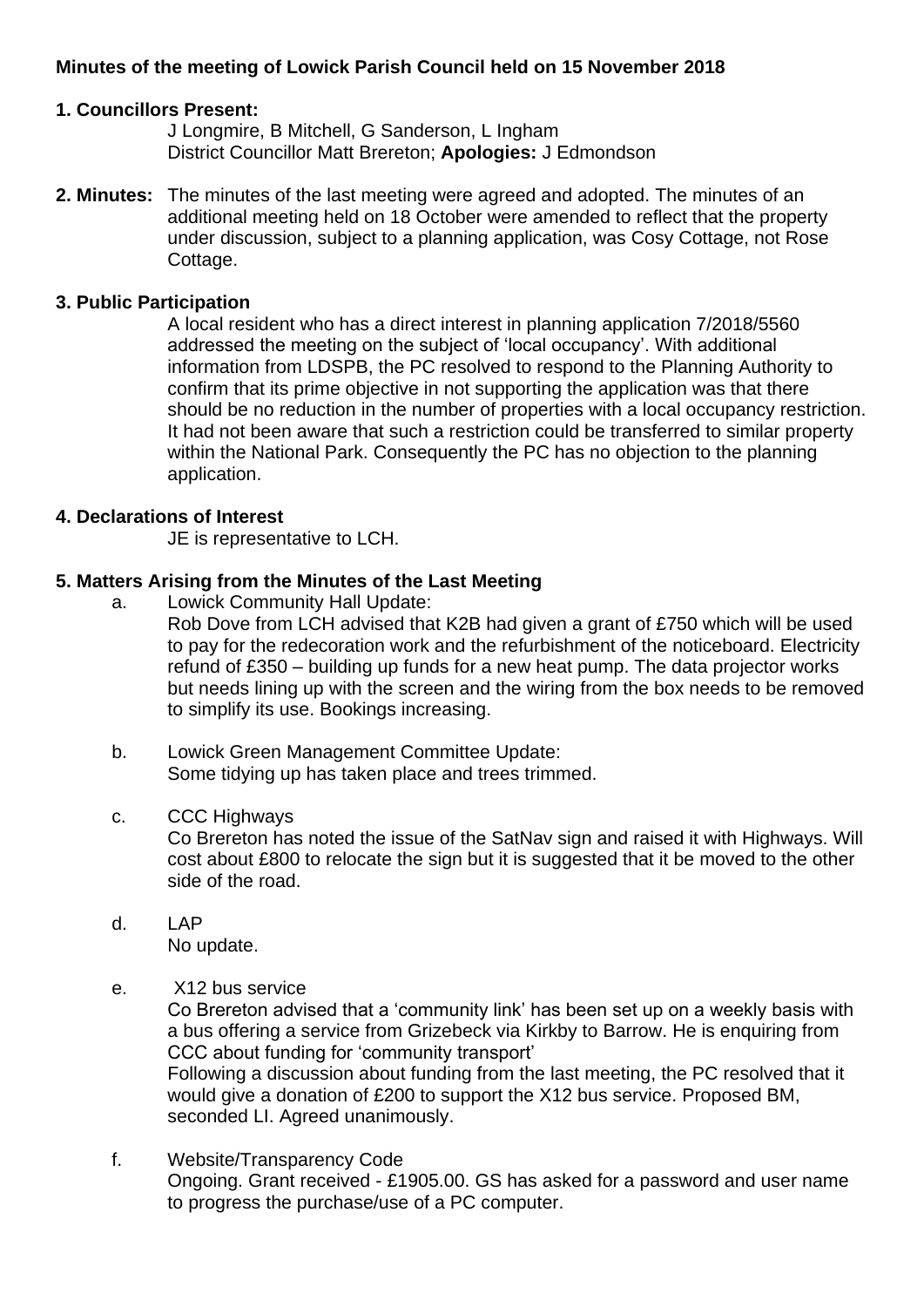**Minutes of the meeting of Lowick Parish Council held on 15 November 2018**

**1. Councillors Present:**

J Longmire, B Mitchell, G Sanderson, L Ingham
District Councillor Matt Brereton; **Apologies:** J Edmondson

**2. Minutes:** The minutes of the last meeting were agreed and adopted. The minutes of an additional meeting held on 18 October were amended to reflect that the property under discussion, subject to a planning application, was Cosy Cottage, not Rose Cottage.

**3. Public Participation**

A local resident who has a direct interest in planning application 7/2018/5560 addressed the meeting on the subject of 'local occupancy'. With additional information from LDSPB, the PC resolved to respond to the Planning Authority to confirm that its prime objective in not supporting the application was that there should be no reduction in the number of properties with a local occupancy restriction. It had not been aware that such a restriction could be transferred to similar property within the National Park. Consequently the PC has no objection to the planning application.

**4. Declarations of Interest**

JE is representative to LCH.

**5. Matters Arising from the Minutes of the Last Meeting**

a. Lowick Community Hall Update:
Rob Dove from LCH advised that K2B had given a grant of £750 which will be used to pay for the redecoration work and the refurbishment of the noticeboard. Electricity refund of £350 – building up funds for a new heat pump. The data projector works but needs lining up with the screen and the wiring from the box needs to be removed to simplify its use. Bookings increasing.

b. Lowick Green Management Committee Update:
Some tidying up has taken place and trees trimmed.

c. CCC Highways
Co Brereton has noted the issue of the SatNav sign and raised it with Highways. Will cost about £800 to relocate the sign but it is suggested that it be moved to the other side of the road.

d. LAP
No update.

e. X12 bus service
Co Brereton advised that a 'community link' has been set up on a weekly basis with a bus offering a service from Grizebeck via Kirkby to Barrow. He is enquiring from CCC about funding for 'community transport'
Following a discussion about funding from the last meeting, the PC resolved that it would give a donation of £200 to support the X12 bus service. Proposed BM, seconded LI. Agreed unanimously.

f. Website/Transparency Code
Ongoing. Grant received - £1905.00. GS has asked for a password and user name to progress the purchase/use of a PC computer.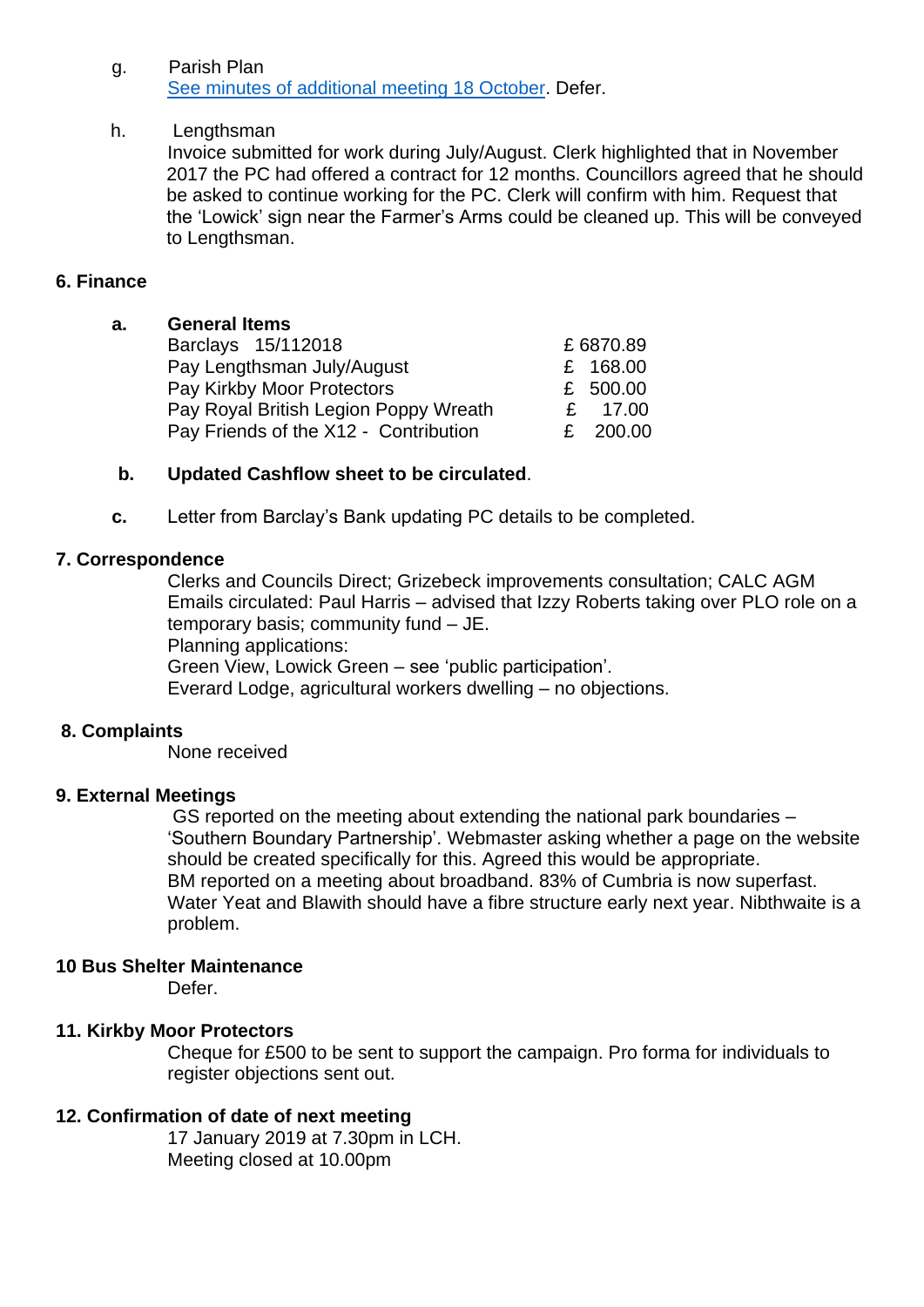g. Parish Plan
See minutes of additional meeting 18 October. Defer.

h. Lengthsman
Invoice submitted for work during July/August. Clerk highlighted that in November 2017 the PC had offered a contract for 12 months. Councillors agreed that he should be asked to continue working for the PC. Clerk will confirm with him. Request that the 'Lowick' sign near the Farmer's Arms could be cleaned up. This will be conveyed to Lengthsman.

## 6. Finance

**a. General Items**

| | |
|---|---|
| Barclays 15/112018 | £ 6870.89 |
| Pay Lengthsman July/August | £ 168.00 |
| Pay Kirkby Moor Protectors | £ 500.00 |
| Pay Royal British Legion Poppy Wreath | £ 17.00 |
| Pay Friends of the X12 - Contribution | £ 200.00 |

**b. Updated Cashflow sheet to be circulated**.

**c.** Letter from Barclay's Bank updating PC details to be completed.

## 7. Correspondence

Clerks and Councils Direct; Grizebeck improvements consultation; CALC AGM
Emails circulated: Paul Harris – advised that Izzy Roberts taking over PLO role on a temporary basis; community fund – JE.
Planning applications:
Green View, Lowick Green – see 'public participation'.
Everard Lodge, agricultural workers dwelling – no objections.

## 8. Complaints

None received

## 9. External Meetings

GS reported on the meeting about extending the national park boundaries – 'Southern Boundary Partnership'. Webmaster asking whether a page on the website should be created specifically for this. Agreed this would be appropriate.
BM reported on a meeting about broadband. 83% of Cumbria is now superfast. Water Yeat and Blawith should have a fibre structure early next year. Nibthwaite is a problem.

## 10 Bus Shelter Maintenance

Defer.

## 11. Kirkby Moor Protectors

Cheque for £500 to be sent to support the campaign. Pro forma for individuals to register objections sent out.

## 12. Confirmation of date of next meeting

17 January 2019 at 7.30pm in LCH.
Meeting closed at 10.00pm